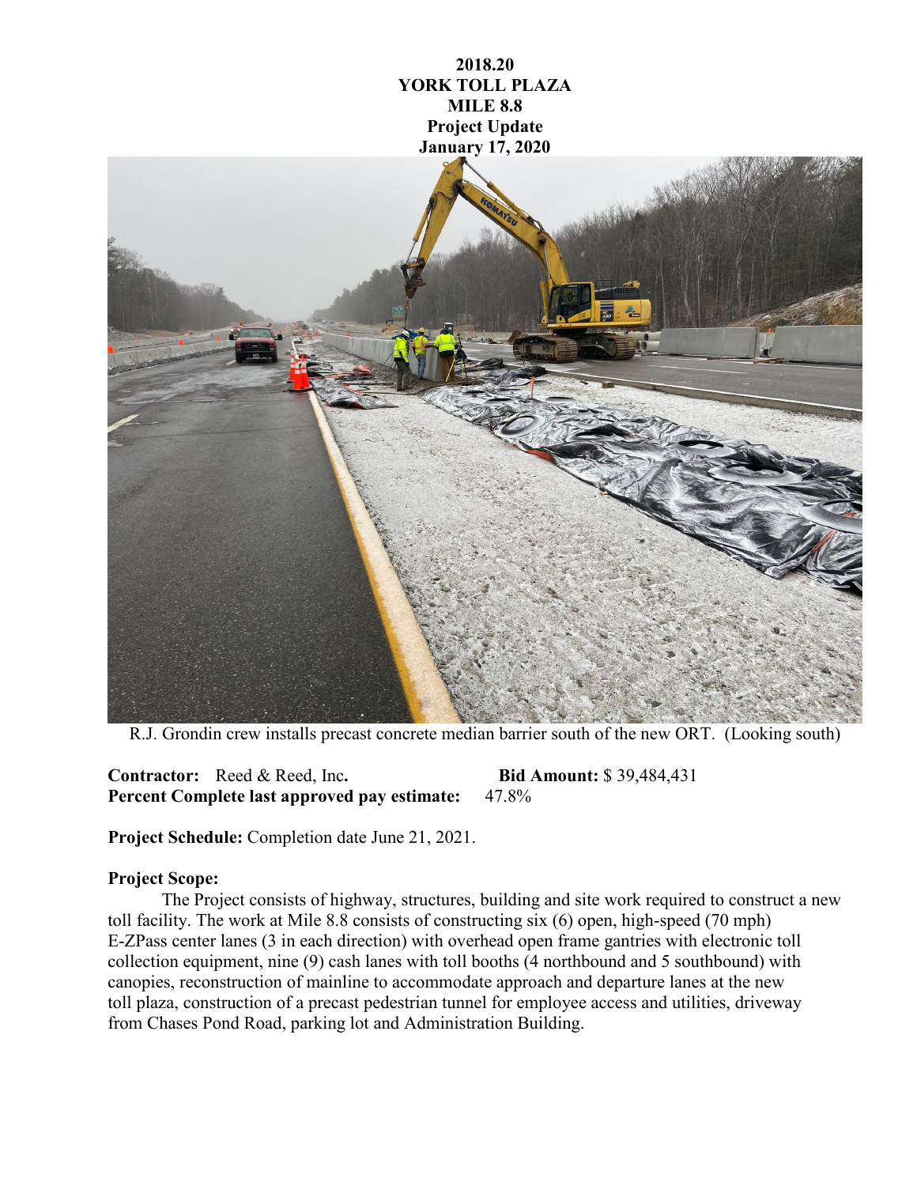**2018.20**
**YORK TOLL PLAZA**
**MILE 8.8**
**Project Update**
**January 17, 2020**

R.J. Grondin crew installs precast concrete median barrier south of the new ORT. (Looking south)

**Contractor:** Reed & Reed, Inc. **Bid Amount:** $ 39,484,431
**Percent Complete last approved pay estimate:** 47.8%

**Project Schedule:** Completion date June 21, 2021.

**Project Scope:**

The Project consists of highway, structures, building and site work required to construct a new toll facility. The work at Mile 8.8 consists of constructing six (6) open, high-speed (70 mph) E-ZPass center lanes (3 in each direction) with overhead open frame gantries with electronic toll collection equipment, nine (9) cash lanes with toll booths (4 northbound and 5 southbound) with canopies, reconstruction of mainline to accommodate approach and departure lanes at the new toll plaza, construction of a precast pedestrian tunnel for employee access and utilities, driveway from Chases Pond Road, parking lot and Administration Building.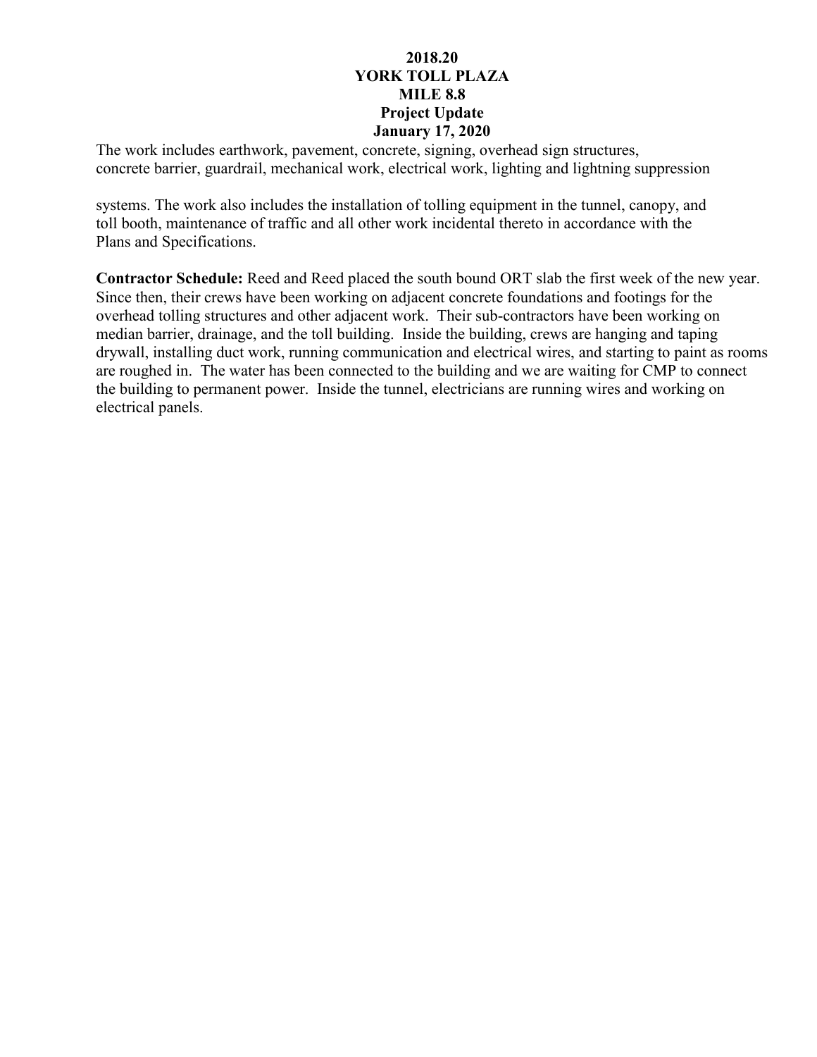**2018.20**
**YORK TOLL PLAZA**
**MILE 8.8**
**Project Update**
**January 17, 2020**

The work includes earthwork, pavement, concrete, signing, overhead sign structures, concrete barrier, guardrail, mechanical work, electrical work, lighting and lightning suppression systems. The work also includes the installation of tolling equipment in the tunnel, canopy, and toll booth, maintenance of traffic and all other work incidental thereto in accordance with the Plans and Specifications.

**Contractor Schedule:** Reed and Reed placed the south bound ORT slab the first week of the new year. Since then, their crews have been working on adjacent concrete foundations and footings for the overhead tolling structures and other adjacent work. Their sub-contractors have been working on median barrier, drainage, and the toll building. Inside the building, crews are hanging and taping drywall, installing duct work, running communication and electrical wires, and starting to paint as rooms are roughed in. The water has been connected to the building and we are waiting for CMP to connect the building to permanent power. Inside the tunnel, electricians are running wires and working on electrical panels.